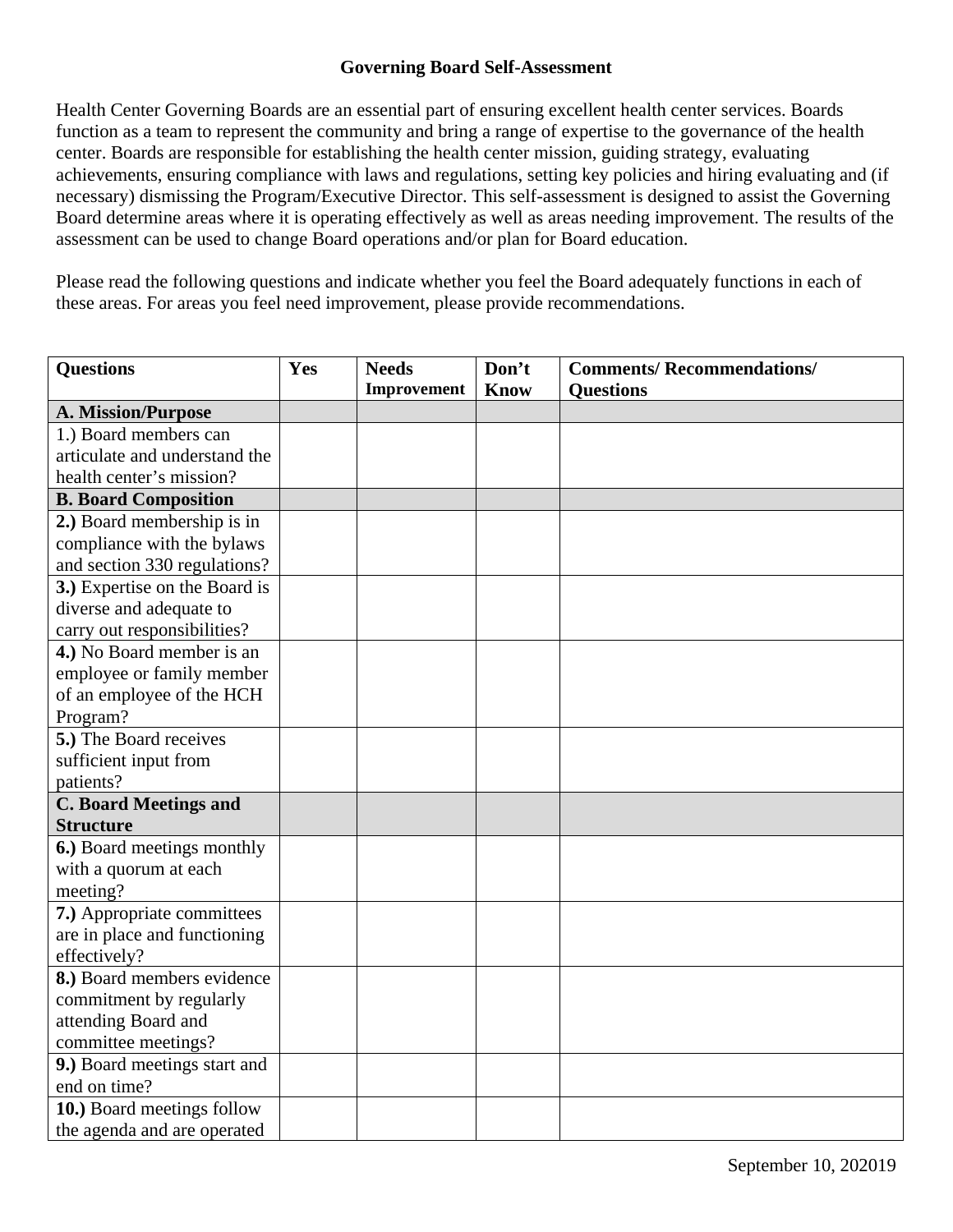# Governing Board Self-Assessment

Health Center Governing Boards are an essential part of ensuring excellent health center services. Boards function as a team to represent the community and bring a range of expertise to the governance of the health center. Boards are responsible for establishing the health center mission, guiding strategy, evaluating achievements, ensuring compliance with laws and regulations, setting key policies and hiring evaluating and (if necessary) dismissing the Program/Executive Director. This self-assessment is designed to assist the Governing Board determine areas where it is operating effectively as well as areas needing improvement. The results of the assessment can be used to change Board operations and/or plan for Board education.

Please read the following questions and indicate whether you feel the Board adequately functions in each of these areas. For areas you feel need improvement, please provide recommendations.

| Questions | Yes | Needs Improvement | Don't Know | Comments/ Recommendations/ Questions |
|---|---|---|---|---|
| **A. Mission/Purpose** | | | | |
| 1.) Board members can articulate and understand the health center's mission? | | | | |
| **B. Board Composition** | | | | |
| **2.)** Board membership is in compliance with the bylaws and section 330 regulations? | | | | |
| **3.)** Expertise on the Board is diverse and adequate to carry out responsibilities? | | | | |
| **4.)** No Board member is an employee or family member of an employee of the HCH Program? | | | | |
| **5.)** The Board receives sufficient input from patients? | | | | |
| **C. Board Meetings and Structure** | | | | |
| **6.)** Board meetings monthly with a quorum at each meeting? | | | | |
| **7.)** Appropriate committees are in place and functioning effectively? | | | | |
| **8.)** Board members evidence commitment by regularly attending Board and committee meetings? | | | | |
| **9.)** Board meetings start and end on time? | | | | |
| **10.)** Board meetings follow the agenda and are operated | | | | |

September 10, 202019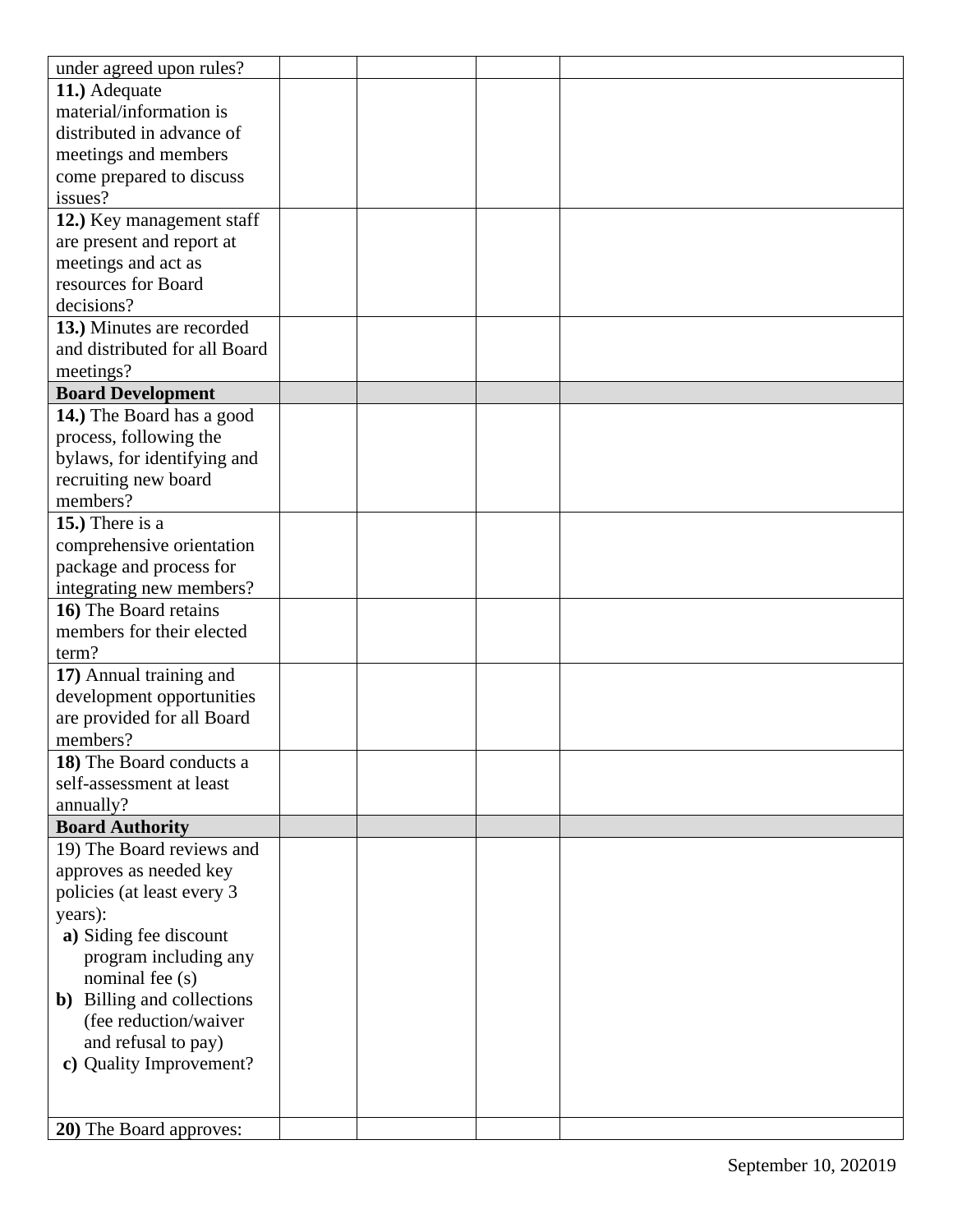| | | | | |
|---|---|---|---|---|
| under agreed upon rules? | | | | |
| **11.)** Adequate material/information is distributed in advance of meetings and members come prepared to discuss issues? | | | | |
| **12.)** Key management staff are present and report at meetings and act as resources for Board decisions? | | | | |
| **13.)** Minutes are recorded and distributed for all Board meetings? | | | | |
| **Board Development** | | | | |
| **14.)** The Board has a good process, following the bylaws, for identifying and recruiting new board members? | | | | |
| **15.)** There is a comprehensive orientation package and process for integrating new members? | | | | |
| **16)** The Board retains members for their elected term? | | | | |
| **17)** Annual training and development opportunities are provided for all Board members? | | | | |
| **18)** The Board conducts a self-assessment at least annually? | | | | |
| **Board Authority** | | | | |
| 19) The Board reviews and approves as needed key policies (at least every 3 years):<br>**a)** Siding fee discount program including any nominal fee (s)<br>**b)** Billing and collections (fee reduction/waiver and refusal to pay)<br>**c)** Quality Improvement? | | | | |
| **20)** The Board approves: | | | | |

September 10, 202019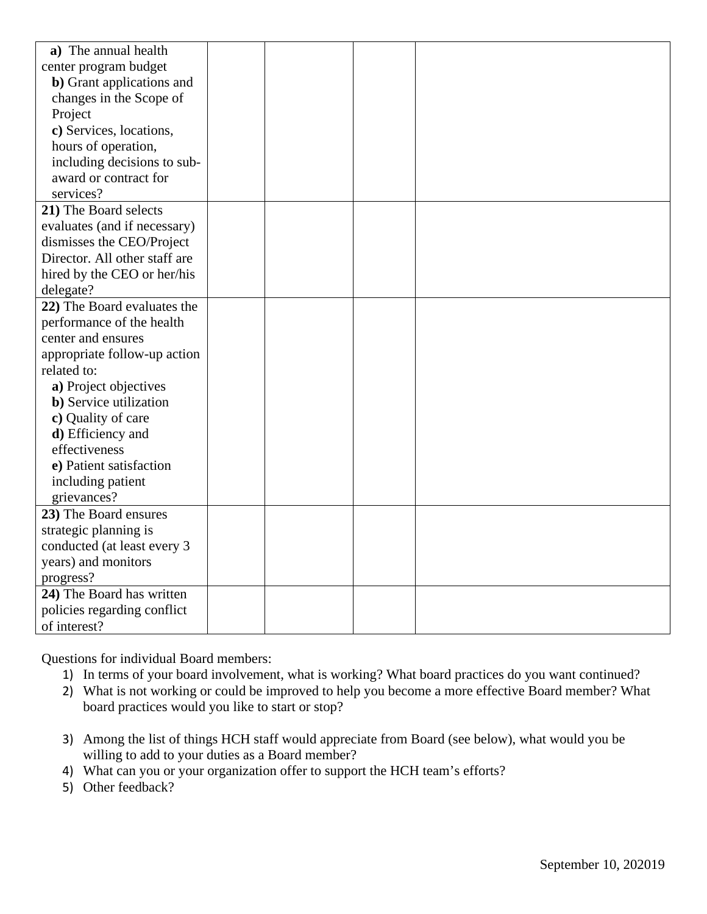| | | | | |
|---|---|---|---|---|
| **a)** The annual health center program budget<br>**b)** Grant applications and changes in the Scope of Project<br>**c)** Services, locations, hours of operation, including decisions to sub-award or contract for services? | | | | |
| **21)** The Board selects evaluates (and if necessary) dismisses the CEO/Project Director. All other staff are hired by the CEO or her/his delegate? | | | | |
| **22)** The Board evaluates the performance of the health center and ensures appropriate follow-up action related to:<br>**a)** Project objectives<br>**b)** Service utilization<br>**c)** Quality of care<br>**d)** Efficiency and effectiveness<br>**e)** Patient satisfaction including patient grievances? | | | | |
| **23)** The Board ensures strategic planning is conducted (at least every 3 years) and monitors progress? | | | | |
| **24)** The Board has written policies regarding conflict of interest? | | | | |

Questions for individual Board members:

1) In terms of your board involvement, what is working? What board practices do you want continued?
2) What is not working or could be improved to help you become a more effective Board member? What board practices would you like to start or stop?
3) Among the list of things HCH staff would appreciate from Board (see below), what would you be willing to add to your duties as a Board member?
4) What can you or your organization offer to support the HCH team's efforts?
5) Other feedback?

September 10, 202019